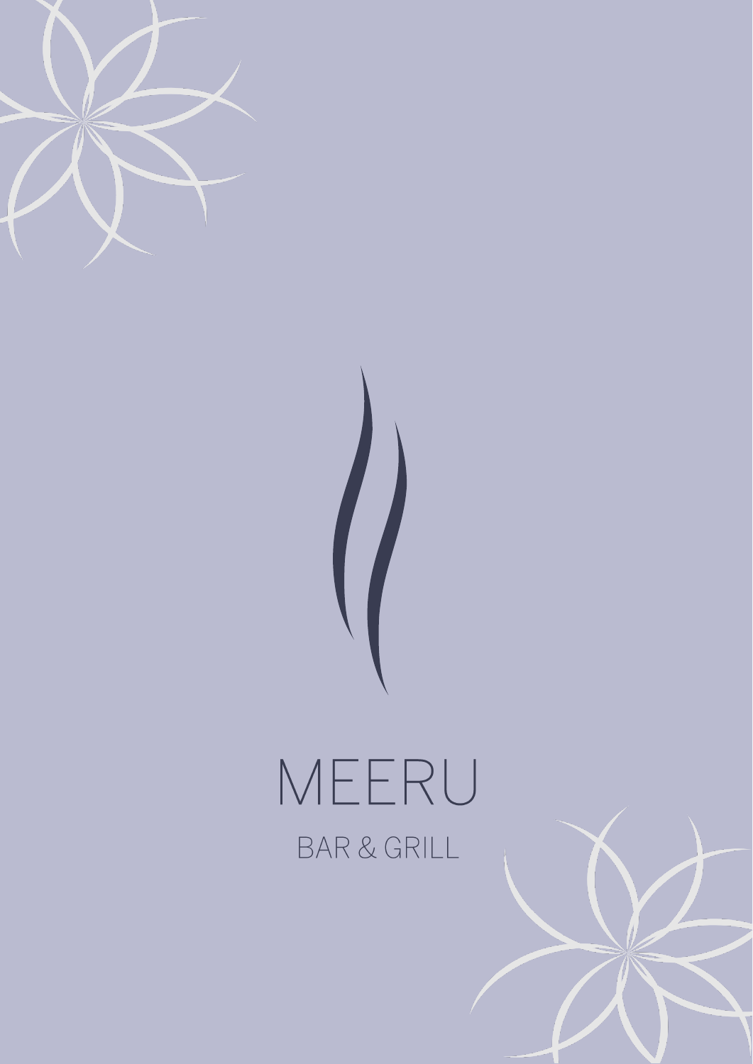# MEERU

## BAR & GRILL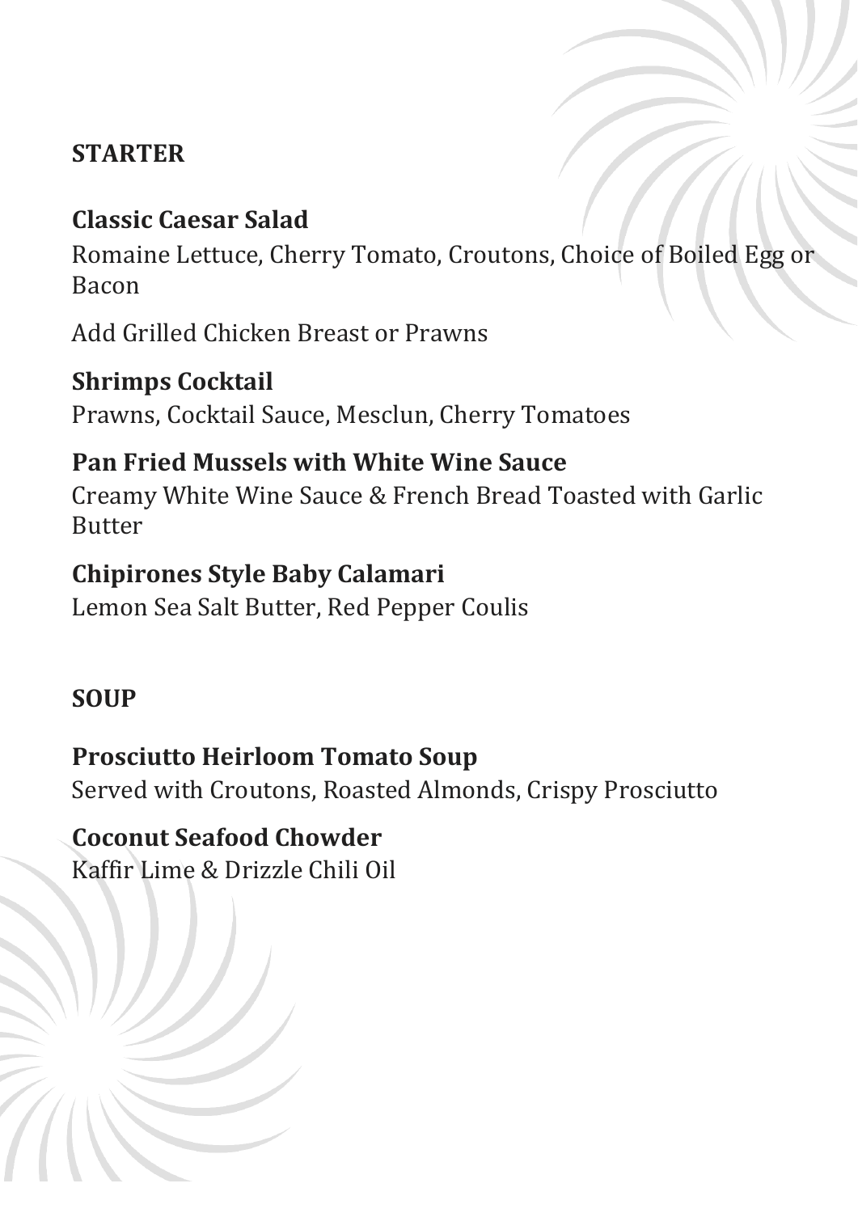## STARTER

**Classic Caesar Salad**
Romaine Lettuce, Cherry Tomato, Croutons, Choice of Boiled Egg or Bacon

Add Grilled Chicken Breast or Prawns

**Shrimps Cocktail**
Prawns, Cocktail Sauce, Mesclun, Cherry Tomatoes

**Pan Fried Mussels with White Wine Sauce**
Creamy White Wine Sauce & French Bread Toasted with Garlic Butter

**Chipirones Style Baby Calamari**
Lemon Sea Salt Butter, Red Pepper Coulis

## SOUP

**Prosciutto Heirloom Tomato Soup**
Served with Croutons, Roasted Almonds, Crispy Prosciutto

**Coconut Seafood Chowder**
Kaffir Lime & Drizzle Chili Oil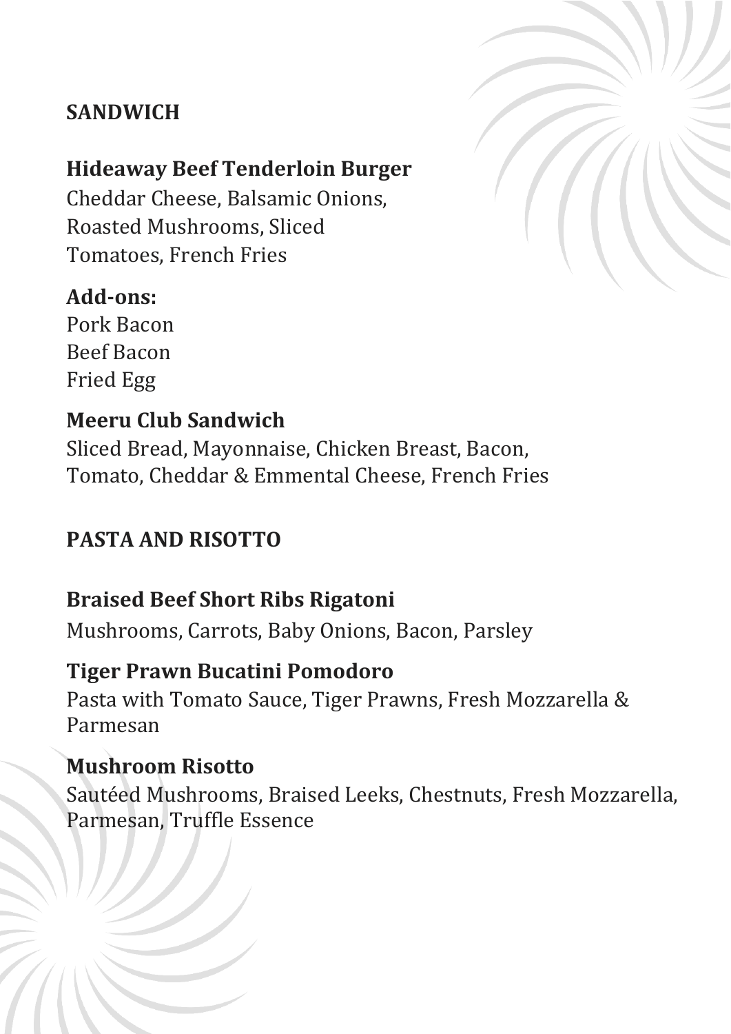## SANDWICH

### Hideaway Beef Tenderloin Burger

Cheddar Cheese, Balsamic Onions, Roasted Mushrooms, Sliced Tomatoes, French Fries

**Add-ons:**

Pork Bacon
Beef Bacon
Fried Egg

### Meeru Club Sandwich

Sliced Bread, Mayonnaise, Chicken Breast, Bacon, Tomato, Cheddar & Emmental Cheese, French Fries

## PASTA AND RISOTTO

### Braised Beef Short Ribs Rigatoni

Mushrooms, Carrots, Baby Onions, Bacon, Parsley

### Tiger Prawn Bucatini Pomodoro

Pasta with Tomato Sauce, Tiger Prawns, Fresh Mozzarella & Parmesan

### Mushroom Risotto

Sautéed Mushrooms, Braised Leeks, Chestnuts, Fresh Mozzarella, Parmesan, Truffle Essence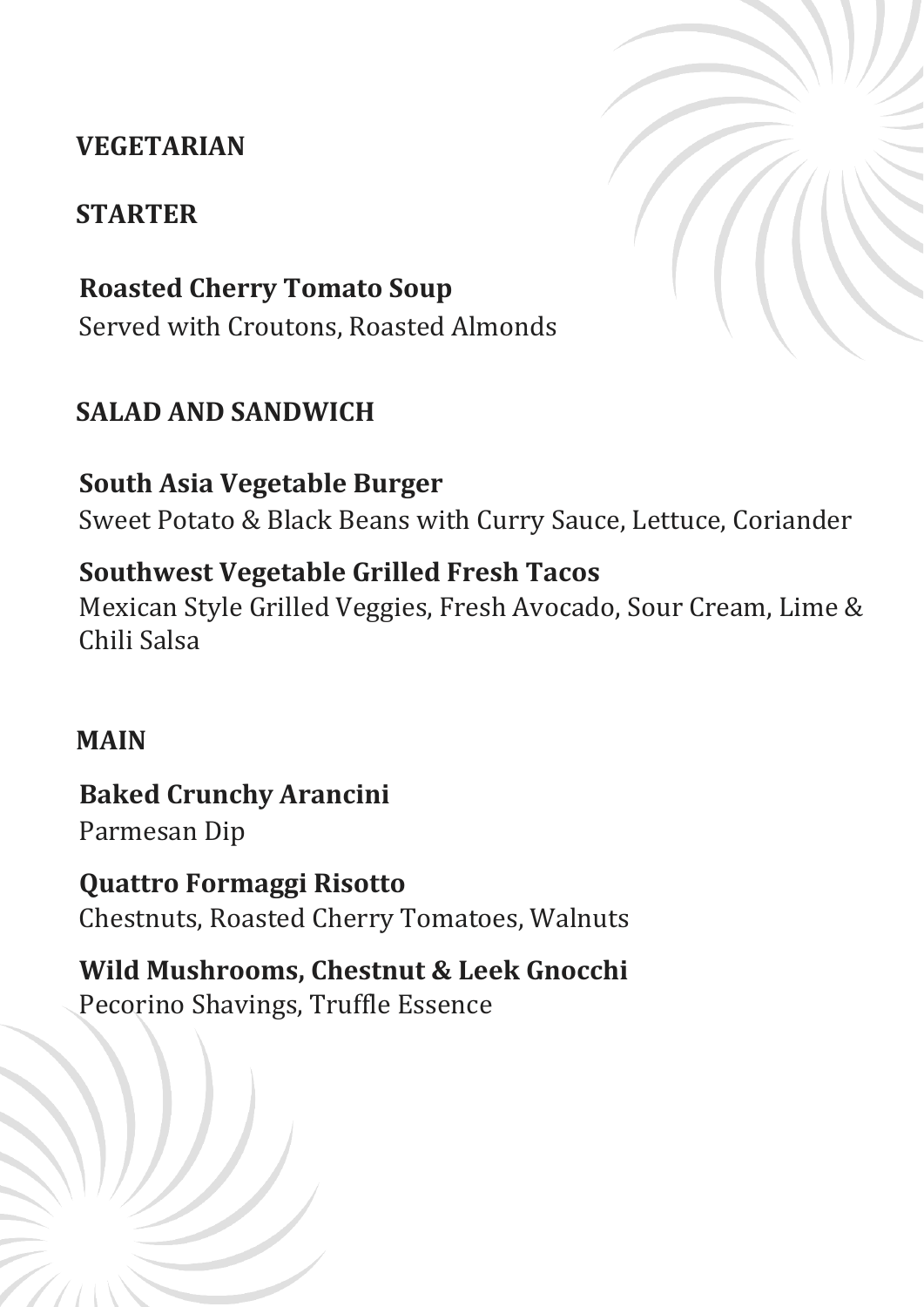# VEGETARIAN

## STARTER

**Roasted Cherry Tomato Soup**
Served with Croutons, Roasted Almonds

## SALAD AND SANDWICH

**South Asia Vegetable Burger**
Sweet Potato & Black Beans with Curry Sauce, Lettuce, Coriander

**Southwest Vegetable Grilled Fresh Tacos**
Mexican Style Grilled Veggies, Fresh Avocado, Sour Cream, Lime & Chili Salsa

## MAIN

**Baked Crunchy Arancini**
Parmesan Dip

**Quattro Formaggi Risotto**
Chestnuts, Roasted Cherry Tomatoes, Walnuts

**Wild Mushrooms, Chestnut & Leek Gnocchi**
Pecorino Shavings, Truffle Essence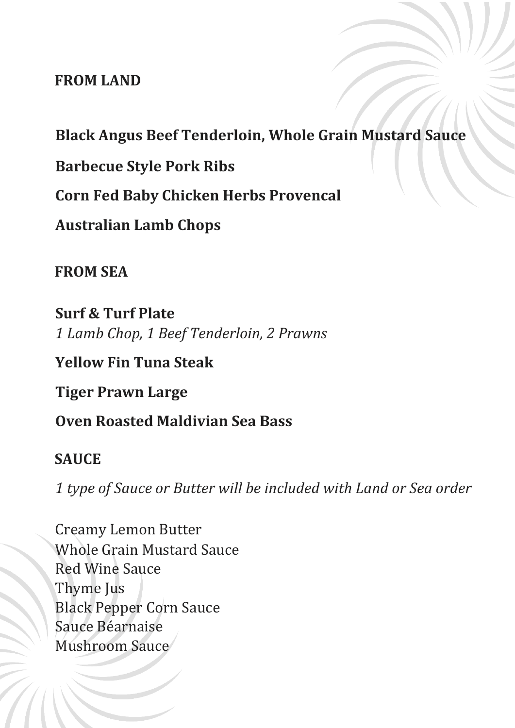## FROM LAND

**Black Angus Beef Tenderloin, Whole Grain Mustard Sauce**

**Barbecue Style Pork Ribs**

**Corn Fed Baby Chicken Herbs Provencal**

**Australian Lamb Chops**

## FROM SEA

**Surf & Turf Plate**
*1 Lamb Chop, 1 Beef Tenderloin, 2 Prawns*

**Yellow Fin Tuna Steak**

**Tiger Prawn Large**

**Oven Roasted Maldivian Sea Bass**

## SAUCE

*1 type of Sauce or Butter will be included with Land or Sea order*

Creamy Lemon Butter
Whole Grain Mustard Sauce
Red Wine Sauce
Thyme Jus
Black Pepper Corn Sauce
Sauce Béarnaise
Mushroom Sauce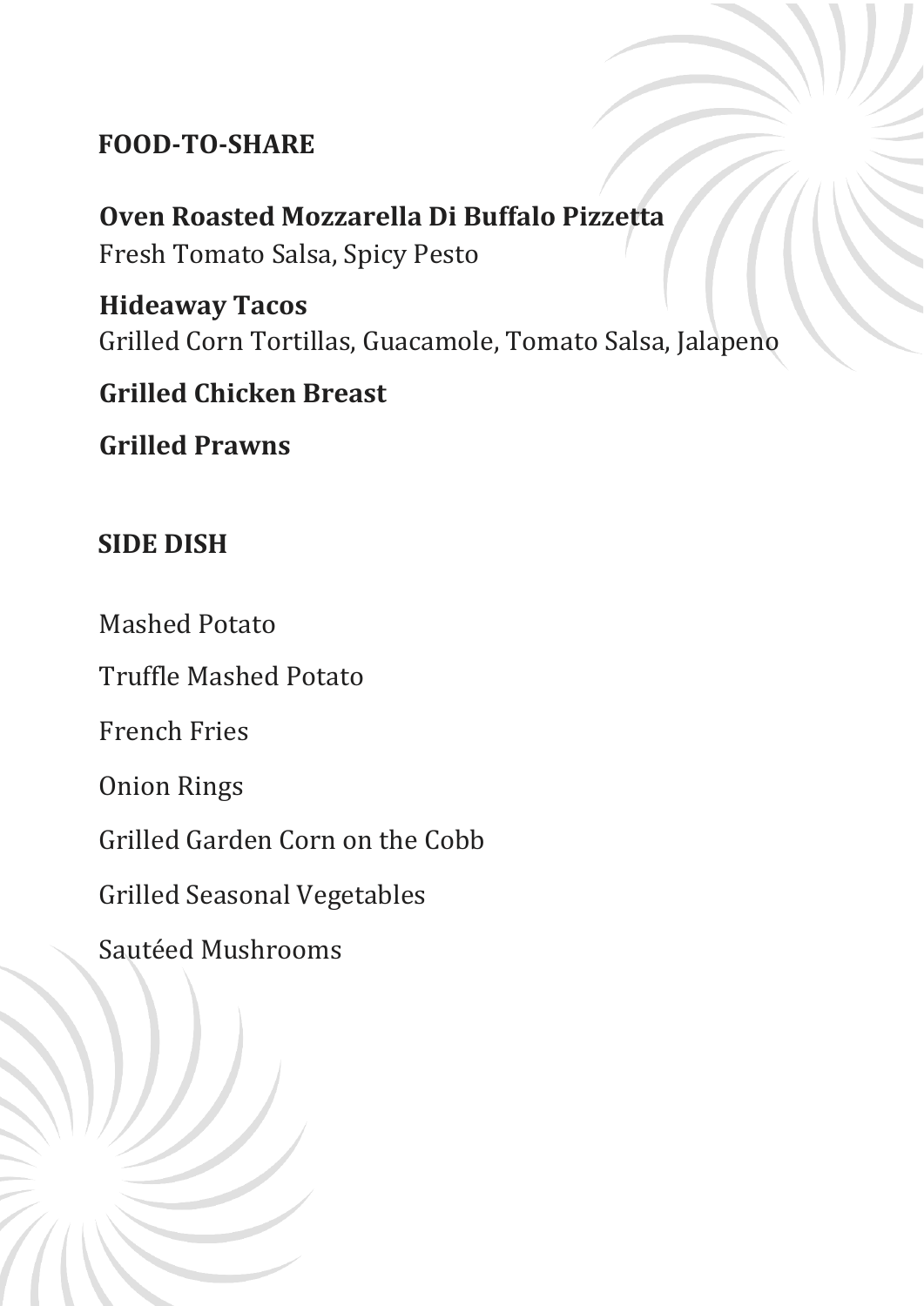## FOOD-TO-SHARE

**Oven Roasted Mozzarella Di Buffalo Pizzetta**
Fresh Tomato Salsa, Spicy Pesto

**Hideaway Tacos**
Grilled Corn Tortillas, Guacamole, Tomato Salsa, Jalapeno

**Grilled Chicken Breast**

**Grilled Prawns**

## SIDE DISH

Mashed Potato

Truffle Mashed Potato

French Fries

Onion Rings

Grilled Garden Corn on the Cobb

Grilled Seasonal Vegetables

Sautéed Mushrooms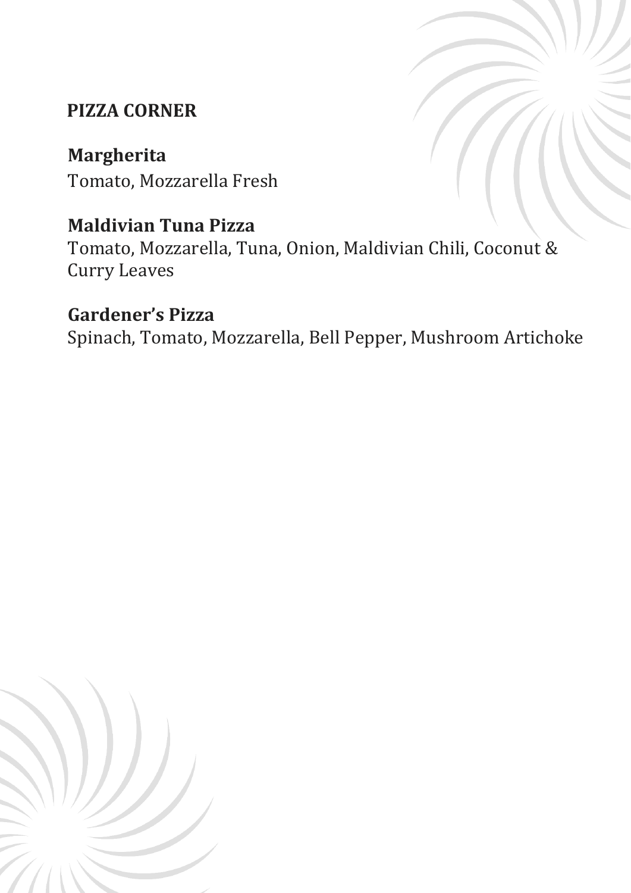## PIZZA CORNER

### Margherita
Tomato, Mozzarella Fresh

### Maldivian Tuna Pizza
Tomato, Mozzarella, Tuna, Onion, Maldivian Chili, Coconut & Curry Leaves

### Gardener's Pizza
Spinach, Tomato, Mozzarella, Bell Pepper, Mushroom Artichoke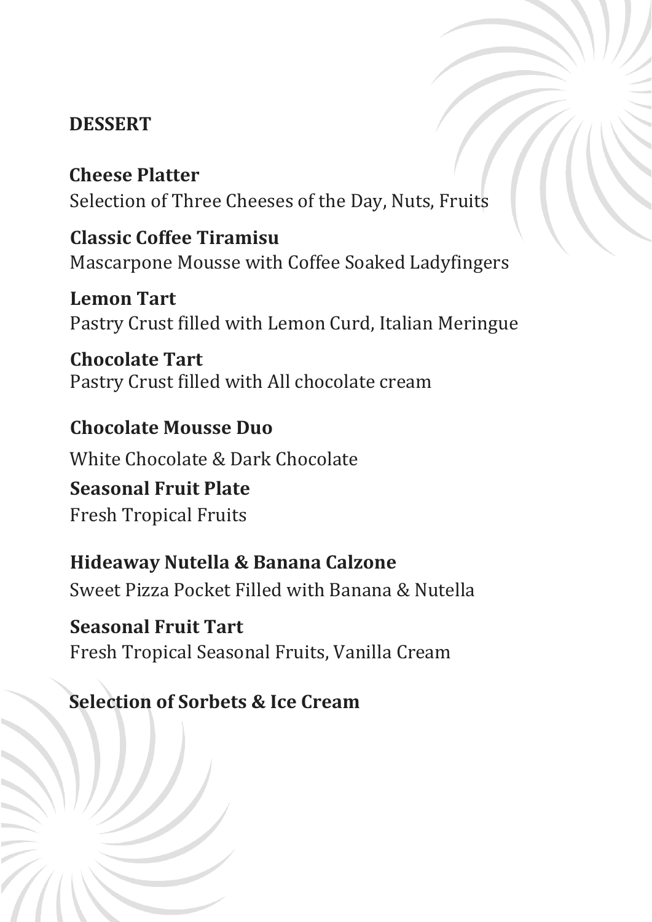## DESSERT

**Cheese Platter**
Selection of Three Cheeses of the Day, Nuts, Fruits

**Classic Coffee Tiramisu**
Mascarpone Mousse with Coffee Soaked Ladyfingers

**Lemon Tart**
Pastry Crust filled with Lemon Curd, Italian Meringue

**Chocolate Tart**
Pastry Crust filled with All chocolate cream

**Chocolate Mousse Duo**
White Chocolate & Dark Chocolate

**Seasonal Fruit Plate**
Fresh Tropical Fruits

**Hideaway Nutella & Banana Calzone**
Sweet Pizza Pocket Filled with Banana & Nutella

**Seasonal Fruit Tart**
Fresh Tropical Seasonal Fruits, Vanilla Cream

**Selection of Sorbets & Ice Cream**